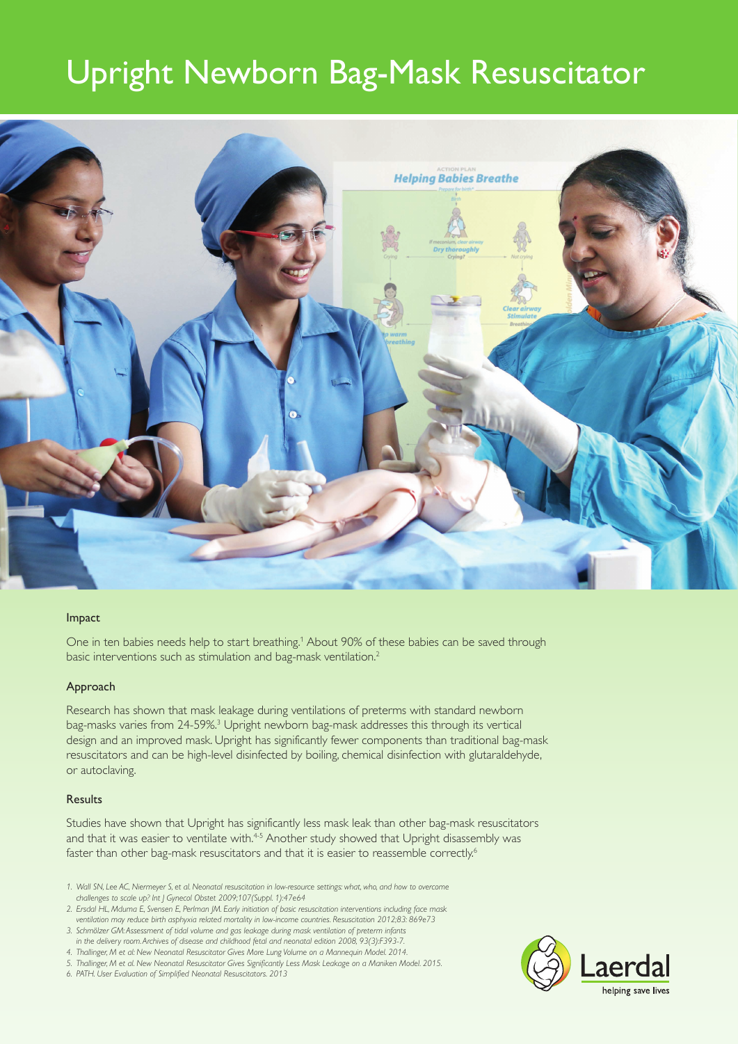# Upright Newborn Bag-Mask Resuscitator

## Impact

One in ten babies needs help to start breathing.[1] About 90% of these babies can be saved through basic interventions such as stimulation and bag-mask ventilation.[2]

## Approach

Research has shown that mask leakage during ventilations of preterms with standard newborn bag-masks varies from 24-59%.[3] Upright newborn bag-mask addresses this through its vertical design and an improved mask. Upright has significantly fewer components than traditional bag-mask resuscitators and can be high-level disinfected by boiling, chemical disinfection with glutaraldehyde, or autoclaving.

## Results

Studies have shown that Upright has significantly less mask leak than other bag-mask resuscitators and that it was easier to ventilate with.[4-5] Another study showed that Upright disassembly was faster than other bag-mask resuscitators and that it is easier to reassemble correctly.[6]

1. *Wall SN, Lee AC, Niermeyer S, et al. Neonatal resuscitation in low-resource settings: what, who, and how to overcome challenges to scale up? Int J Gynecol Obstet 2009;107(Suppl. 1):47e64*
2. *Ersdal HL, Mduma E, Svensen E, Perlman JM. Early initiation of basic resuscitation interventions including face mask ventilation may reduce birth asphyxia related mortality in low-income countries. Resuscitation 2012;83: 869e73*
3. *Schmölzer GM: Assessment of tidal volume and gas leakage during mask ventilation of preterm infants in the delivery room. Archives of disease and childhood fetal and neonatal edition 2008, 93(3):F393-7.*
4. *Thallinger, M et al: New Neonatal Resuscitator Gives More Lung Volume on a Mannequin Model. 2014.*
5. *Thallinger, M et al. New Neonatal Resuscitator Gives Significantly Less Mask Leakage on a Maniken Model. 2015.*
6. *PATH. User Evaluation of Simplified Neonatal Resuscitators. 2013*

Laerdal
helping save lives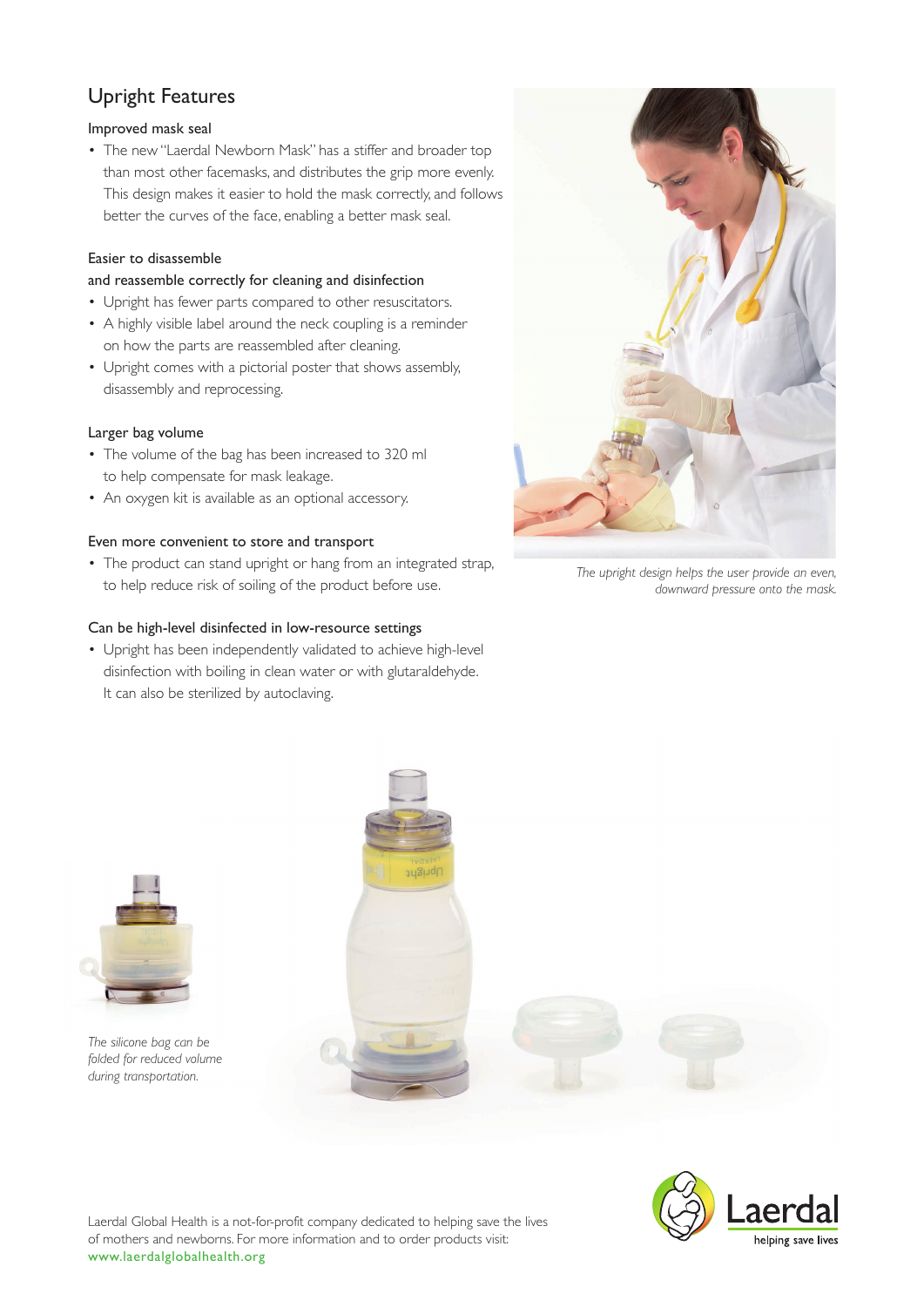## Upright Features

### Improved mask seal

- The new "Laerdal Newborn Mask" has a stiffer and broader top than most other facemasks, and distributes the grip more evenly. This design makes it easier to hold the mask correctly, and follows better the curves of the face, enabling a better mask seal.

### Easier to disassemble and reassemble correctly for cleaning and disinfection

- Upright has fewer parts compared to other resuscitators.
- A highly visible label around the neck coupling is a reminder on how the parts are reassembled after cleaning.
- Upright comes with a pictorial poster that shows assembly, disassembly and reprocessing.

### Larger bag volume

- The volume of the bag has been increased to 320 ml to help compensate for mask leakage.
- An oxygen kit is available as an optional accessory.

### Even more convenient to store and transport

- The product can stand upright or hang from an integrated strap, to help reduce risk of soiling of the product before use.

### Can be high-level disinfected in low-resource settings

- Upright has been independently validated to achieve high-level disinfection with boiling in clean water or with glutaraldehyde. It can also be sterilized by autoclaving.

*The upright design helps the user provide an even, downward pressure onto the mask.*

*The silicone bag can be folded for reduced volume during transportation.*

Laerdal Global Health is a not-for-profit company dedicated to helping save the lives of mothers and newborns. For more information and to order products visit:
www.laerdalglobalhealth.org

Laerdal
helping save lives